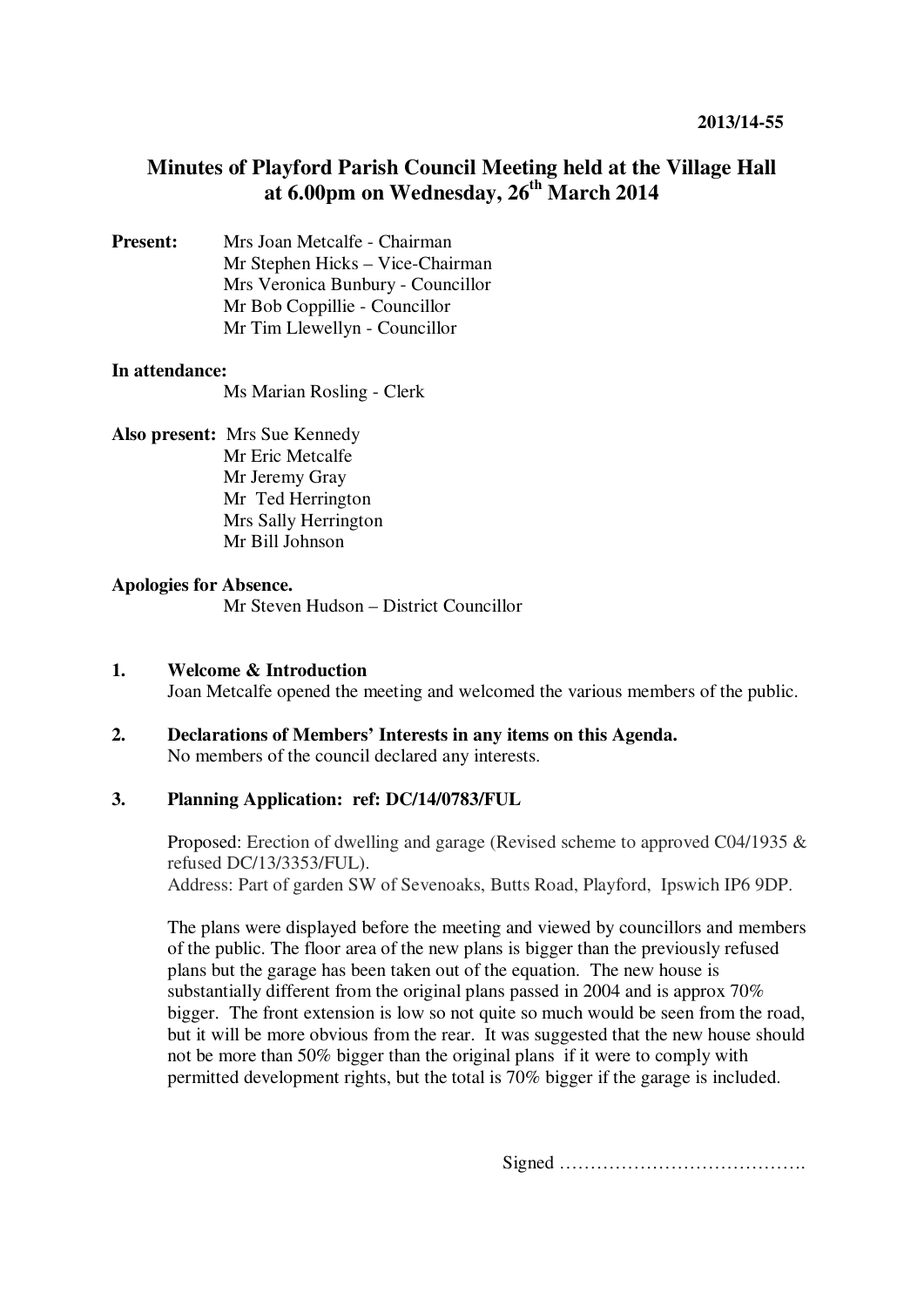2013/14-55

# Minutes of Playford Parish Council Meeting held at the Village Hall at 6.00pm on Wednesday, 26th March 2014

**Present:**
Mrs Joan Metcalfe - Chairman
Mr Stephen Hicks – Vice-Chairman
Mrs Veronica Bunbury - Councillor
Mr Bob Coppillie - Councillor
Mr Tim Llewellyn - Councillor

**In attendance:**
Ms Marian Rosling - Clerk

**Also present:**
Mrs Sue Kennedy
Mr Eric Metcalfe
Mr Jeremy Gray
Mr Ted Herrington
Mrs Sally Herrington
Mr Bill Johnson

**Apologies for Absence.**
Mr Steven Hudson – District Councillor

**1. Welcome & Introduction**

Joan Metcalfe opened the meeting and welcomed the various members of the public.

**2. Declarations of Members' Interests in any items on this Agenda.**

No members of the council declared any interests.

**3. Planning Application: ref: DC/14/0783/FUL**

Proposed: Erection of dwelling and garage (Revised scheme to approved C04/1935 & refused DC/13/3353/FUL).
Address: Part of garden SW of Sevenoaks, Butts Road, Playford, Ipswich IP6 9DP.

The plans were displayed before the meeting and viewed by councillors and members of the public. The floor area of the new plans is bigger than the previously refused plans but the garage has been taken out of the equation. The new house is substantially different from the original plans passed in 2004 and is approx 70% bigger. The front extension is low so not quite so much would be seen from the road, but it will be more obvious from the rear. It was suggested that the new house should not be more than 50% bigger than the original plans if it were to comply with permitted development rights, but the total is 70% bigger if the garage is included.

Signed ………………………………….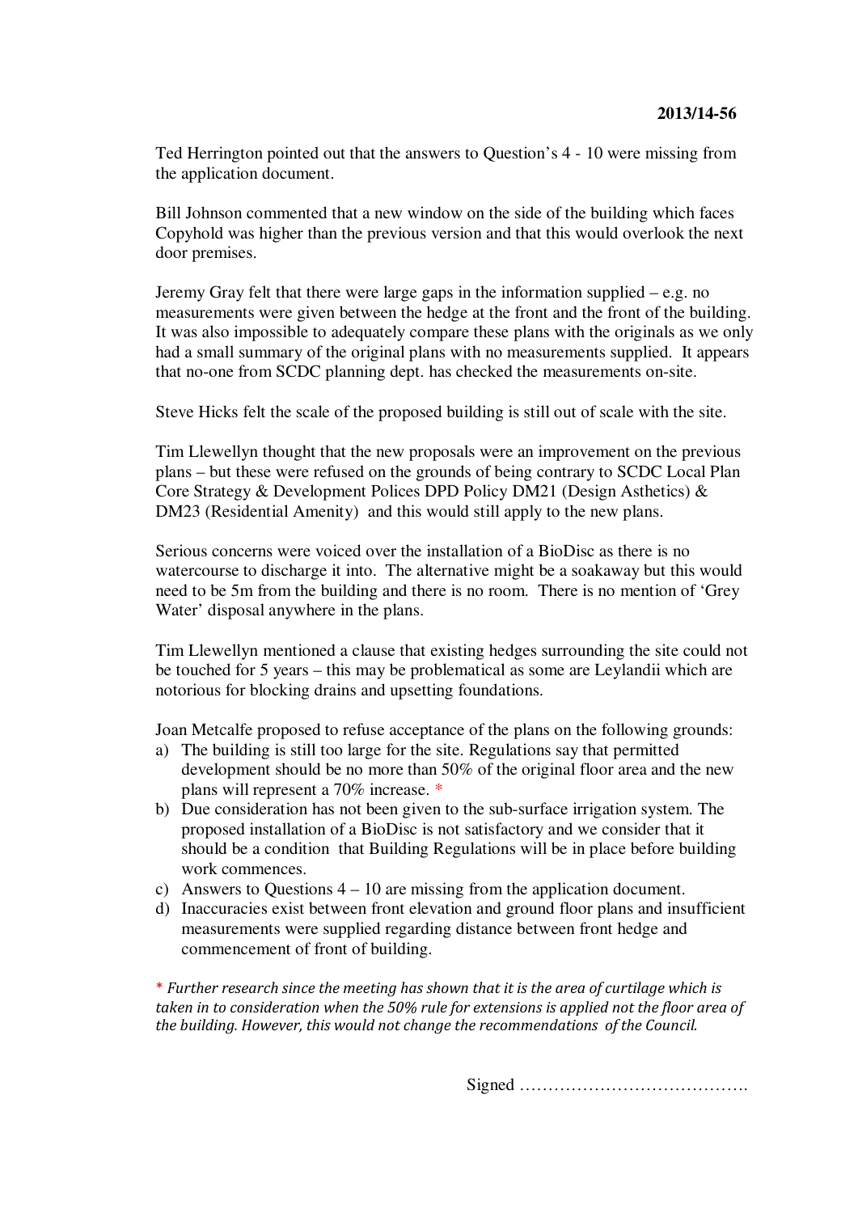**2013/14-56**

Ted Herrington pointed out that the answers to Question's 4 - 10 were missing from the application document.

Bill Johnson commented that a new window on the side of the building which faces Copyhold was higher than the previous version and that this would overlook the next door premises.

Jeremy Gray felt that there were large gaps in the information supplied – e.g. no measurements were given between the hedge at the front and the front of the building. It was also impossible to adequately compare these plans with the originals as we only had a small summary of the original plans with no measurements supplied. It appears that no-one from SCDC planning dept. has checked the measurements on-site.

Steve Hicks felt the scale of the proposed building is still out of scale with the site.

Tim Llewellyn thought that the new proposals were an improvement on the previous plans – but these were refused on the grounds of being contrary to SCDC Local Plan Core Strategy & Development Polices DPD Policy DM21 (Design Asthetics) & DM23 (Residential Amenity) and this would still apply to the new plans.

Serious concerns were voiced over the installation of a BioDisc as there is no watercourse to discharge it into. The alternative might be a soakaway but this would need to be 5m from the building and there is no room. There is no mention of 'Grey Water' disposal anywhere in the plans.

Tim Llewellyn mentioned a clause that existing hedges surrounding the site could not be touched for 5 years – this may be problematical as some are Leylandii which are notorious for blocking drains and upsetting foundations.

Joan Metcalfe proposed to refuse acceptance of the plans on the following grounds:

a) The building is still too large for the site. Regulations say that permitted development should be no more than 50% of the original floor area and the new plans will represent a 70% increase. *
b) Due consideration has not been given to the sub-surface irrigation system. The proposed installation of a BioDisc is not satisfactory and we consider that it should be a condition that Building Regulations will be in place before building work commences.
c) Answers to Questions 4 – 10 are missing from the application document.
d) Inaccuracies exist between front elevation and ground floor plans and insufficient measurements were supplied regarding distance between front hedge and commencement of front of building.

*\* Further research since the meeting has shown that it is the area of curtilage which is taken in to consideration when the 50% rule for extensions is applied not the floor area of the building. However, this would not change the recommendations of the Council.*

Signed ………………………………….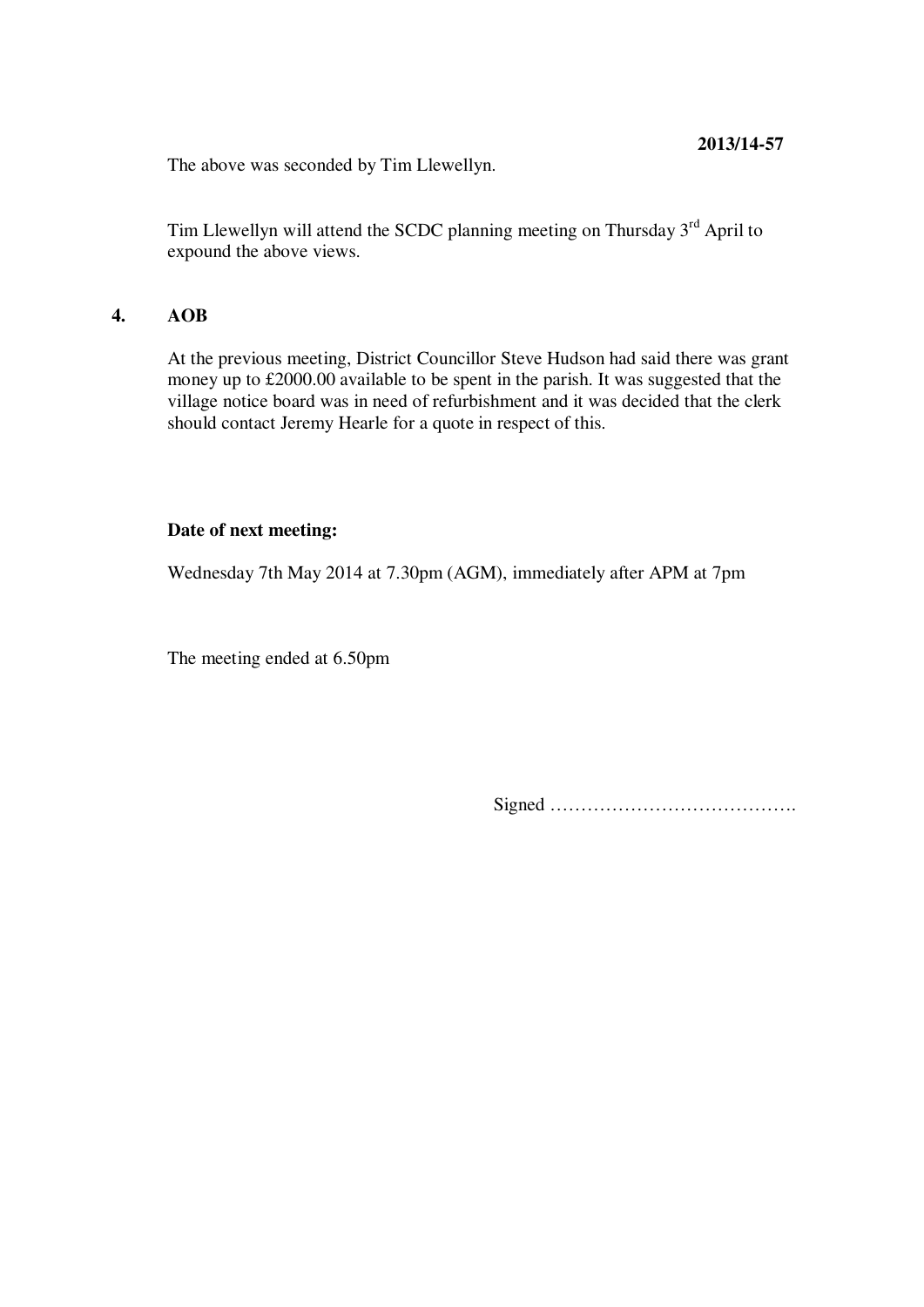The above was seconded by Tim Llewellyn.

Tim Llewellyn will attend the SCDC planning meeting on Thursday 3rd April to expound the above views.

## 4. AOB

At the previous meeting, District Councillor Steve Hudson had said there was grant money up to £2000.00 available to be spent in the parish. It was suggested that the village notice board was in need of refurbishment and it was decided that the clerk should contact Jeremy Hearle for a quote in respect of this.

**Date of next meeting:**

Wednesday 7th May 2014 at 7.30pm (AGM), immediately after APM at 7pm

The meeting ended at 6.50pm

Signed ………………………………….